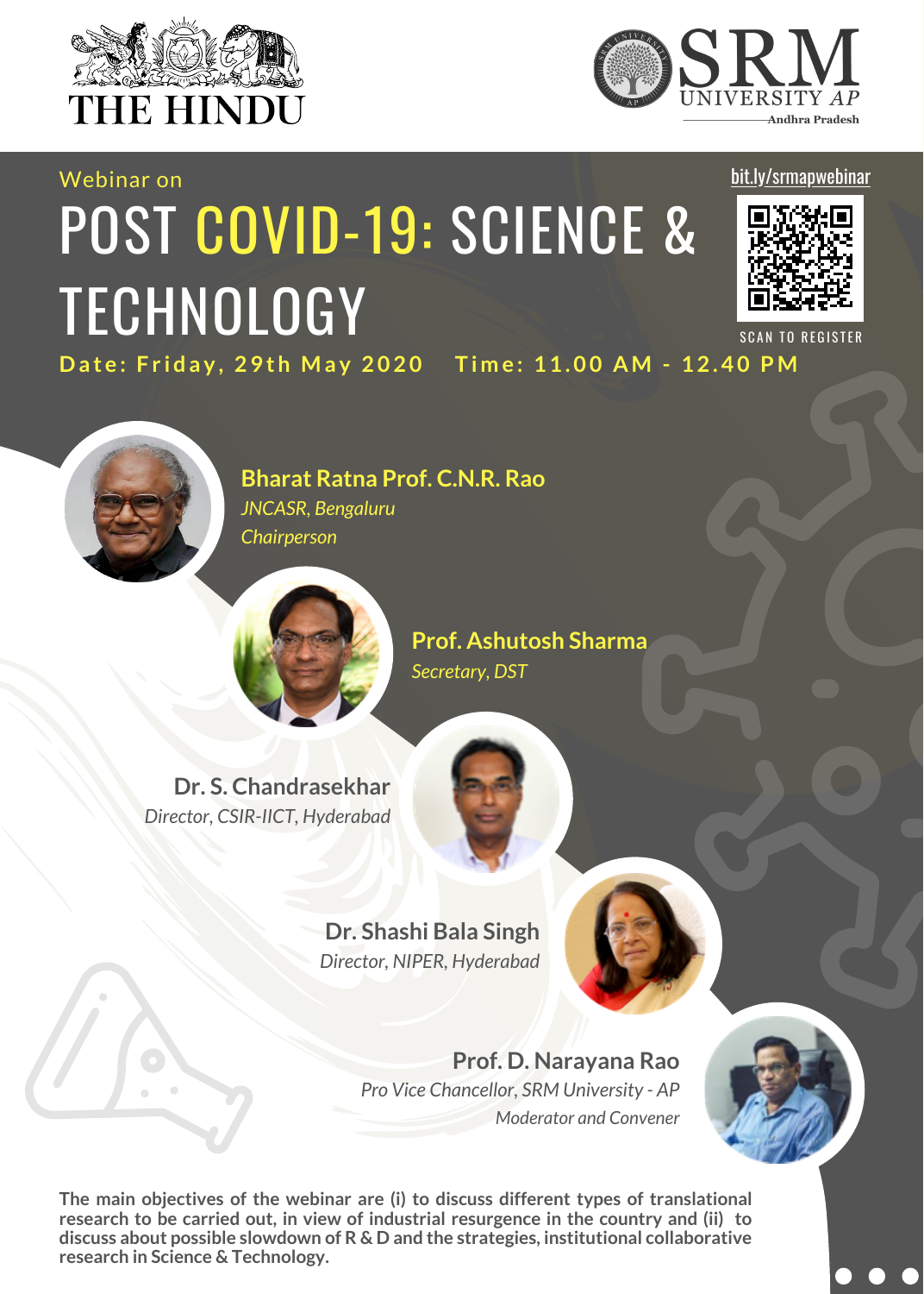THE HINDU

SRM UNIVERSITY AP
Andhra Pradesh

Webinar on

# POST COVID-19: SCIENCE & TECHNOLOGY

bit.ly/srmapwebinar

SCAN TO REGISTER

**Date: Friday, 29th May 2020 Time: 11.00 AM - 12.40 PM**

**Bharat Ratna Prof. C.N.R. Rao**
*JNCASR, Bengaluru*
*Chairperson*

**Prof. Ashutosh Sharma**
*Secretary, DST*

**Dr. S. Chandrasekhar**
*Director, CSIR-IICT, Hyderabad*

**Dr. Shashi Bala Singh**
*Director, NIPER, Hyderabad*

**Prof. D. Narayana Rao**
*Pro Vice Chancellor, SRM University - AP*
*Moderator and Convener*

**The main objectives of the webinar are (i) to discuss different types of translational research to be carried out, in view of industrial resurgence in the country and (ii) to discuss about possible slowdown of R & D and the strategies, institutional collaborative research in Science & Technology.**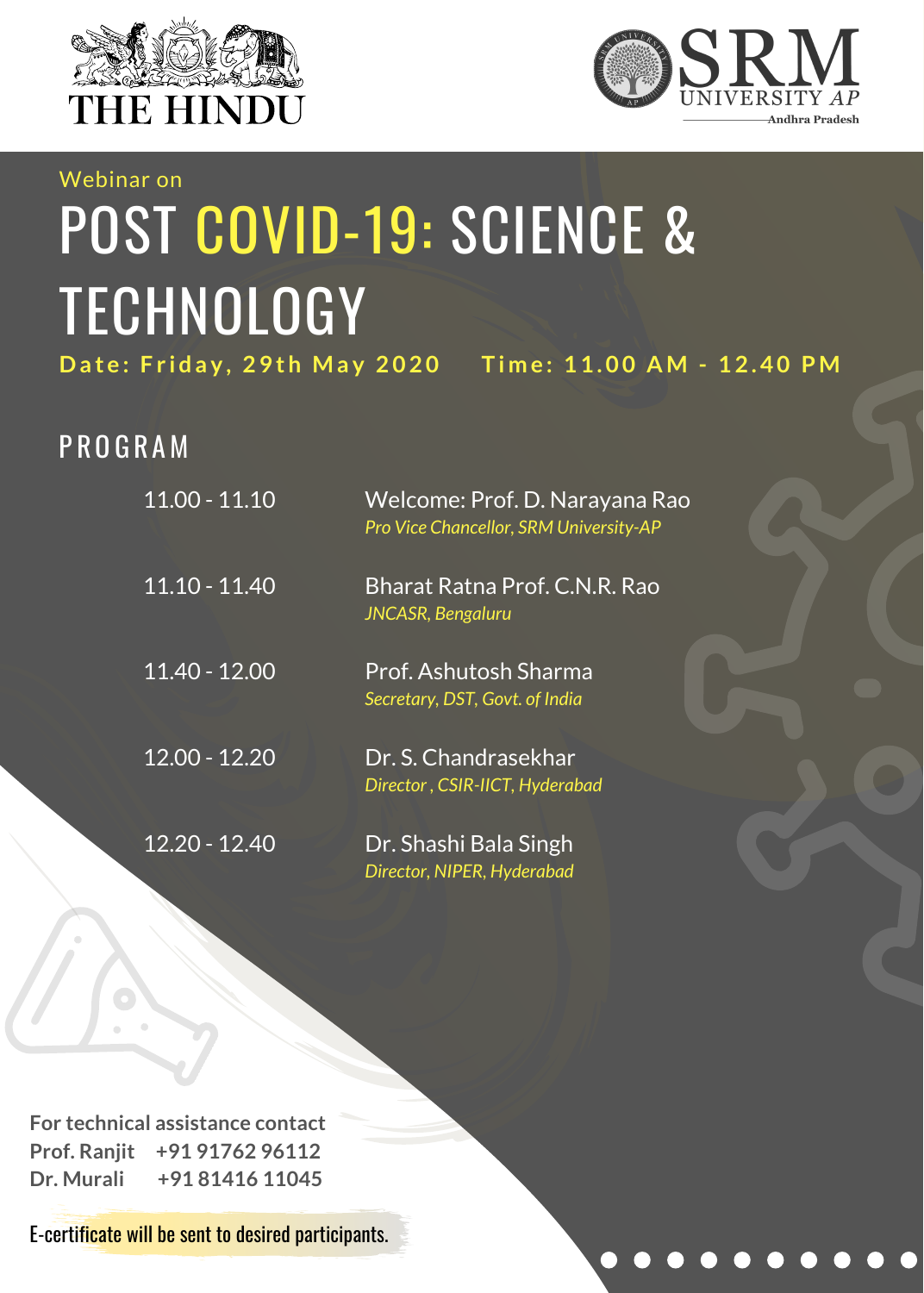THE HINDU

SRM UNIVERSITY AP
Andhra Pradesh

Webinar on

# POST COVID-19: SCIENCE & TECHNOLOGY

**Date: Friday, 29th May 2020    Time: 11.00 AM - 12.40 PM**

## PROGRAM

| | |
|---|---|
| 11.00 - 11.10 | Welcome: Prof. D. Narayana Rao<br>*Pro Vice Chancellor, SRM University-AP* |
| 11.10 - 11.40 | Bharat Ratna Prof. C.N.R. Rao<br>*JNCASR, Bengaluru* |
| 11.40 - 12.00 | Prof. Ashutosh Sharma<br>*Secretary, DST, Govt. of India* |
| 12.00 - 12.20 | Dr. S. Chandrasekhar<br>*Director , CSIR-IICT, Hyderabad* |
| 12.20 - 12.40 | Dr. Shashi Bala Singh<br>*Director, NIPER, Hyderabad* |

**For technical assistance contact**
**Prof. Ranjit  +91 91762 96112**
**Dr. Murali  +91 81416 11045**

E-certificate will be sent to desired participants.